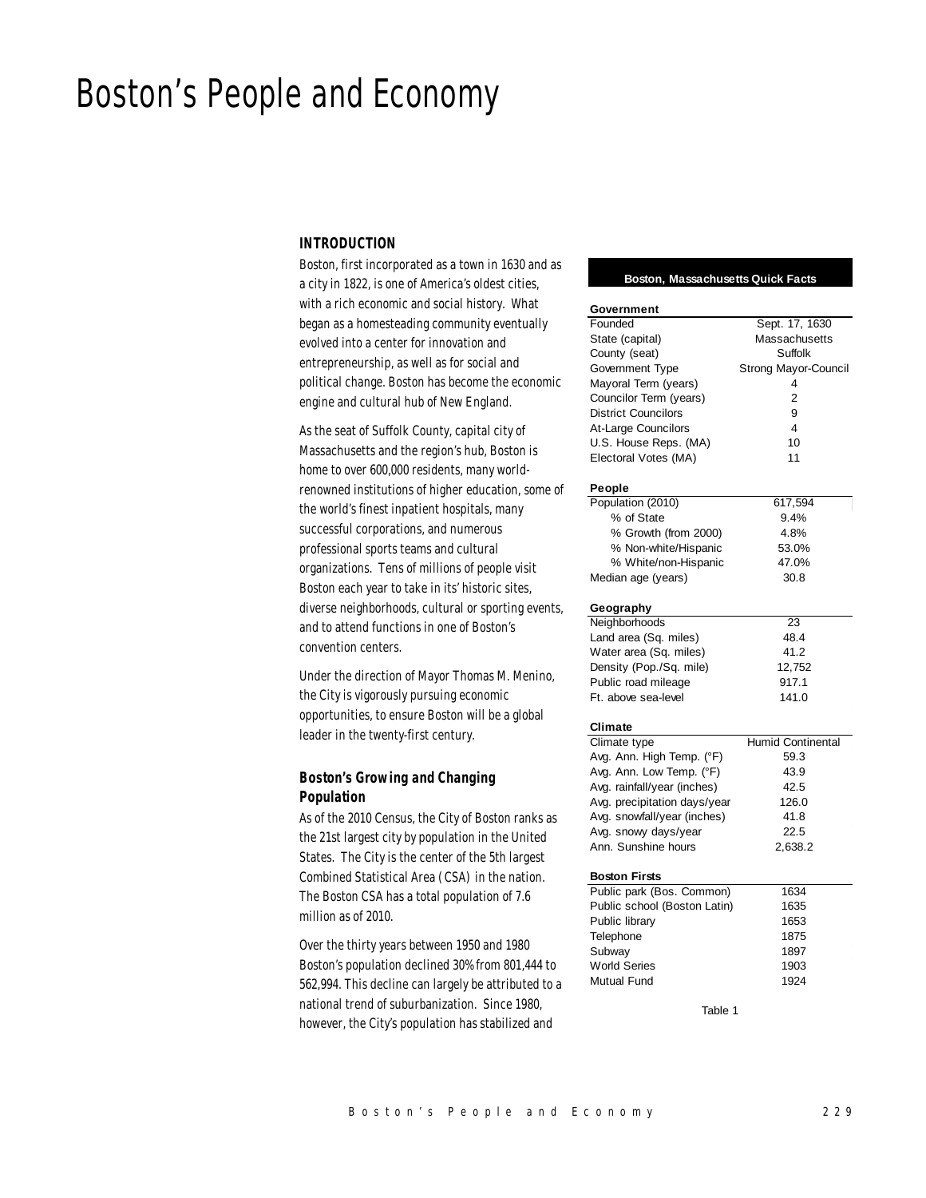# Boston's People and Economy

## INTRODUCTION

Boston, first incorporated as a town in 1630 and as a city in 1822, is one of America's oldest cities, with a rich economic and social history. What began as a homesteading community eventually evolved into a center for innovation and entrepreneurship, as well as for social and political change. Boston has become the economic engine and cultural hub of New England.

As the seat of Suffolk County, capital city of Massachusetts and the region's hub, Boston is home to over 600,000 residents, many world-renowned institutions of higher education, some of the world's finest inpatient hospitals, many successful corporations, and numerous professional sports teams and cultural organizations. Tens of millions of people visit Boston each year to take in its' historic sites, diverse neighborhoods, cultural or sporting events, and to attend functions in one of Boston's convention centers.

Under the direction of Mayor Thomas M. Menino, the City is vigorously pursuing economic opportunities, to ensure Boston will be a global leader in the twenty-first century.

### Boston's Growing and Changing Population

As of the 2010 Census, the City of Boston ranks as the 21st largest city by population in the United States. The City is the center of the 5th largest Combined Statistical Area (CSA) in the nation. The Boston CSA has a total population of 7.6 million as of 2010.

Over the thirty years between 1950 and 1980 Boston's population declined 30% from 801,444 to 562,994. This decline can largely be attributed to a national trend of suburbanization. Since 1980, however, the City's population has stabilized and

| Boston, Massachusetts Quick Facts | |
|---|---|
| **Government** | |
| Founded | Sept. 17, 1630 |
| State (capital) | Massachusetts |
| County (seat) | Suffolk |
| Government Type | Strong Mayor-Council |
| Mayoral Term (years) | 4 |
| Councilor Term (years) | 2 |
| District Councilors | 9 |
| At-Large Councilors | 4 |
| U.S. House Reps. (MA) | 10 |
| Electoral Votes (MA) | 11 |
| **People** | |
| Population (2010) | 617,594 |
| % of State | 9.4% |
| % Growth (from 2000) | 4.8% |
| % Non-white/Hispanic | 53.0% |
| % White/non-Hispanic | 47.0% |
| Median age (years) | 30.8 |
| **Geography** | |
| Neighborhoods | 23 |
| Land area (Sq. miles) | 48.4 |
| Water area (Sq. miles) | 41.2 |
| Density (Pop./Sq. mile) | 12,752 |
| Public road mileage | 917.1 |
| Ft. above sea-level | 141.0 |
| **Climate** | |
| Climate type | Humid Continental |
| Avg. Ann. High Temp. (°F) | 59.3 |
| Avg. Ann. Low Temp. (°F) | 43.9 |
| Avg. rainfall/year (inches) | 42.5 |
| Avg. precipitation days/year | 126.0 |
| Avg. snowfall/year (inches) | 41.8 |
| Avg. snowy days/year | 22.5 |
| Ann. Sunshine hours | 2,638.2 |
| **Boston Firsts** | |
| Public park (Bos. Common) | 1634 |
| Public school (Boston Latin) | 1635 |
| Public library | 1653 |
| Telephone | 1875 |
| Subway | 1897 |
| World Series | 1903 |
| Mutual Fund | 1924 |

Table 1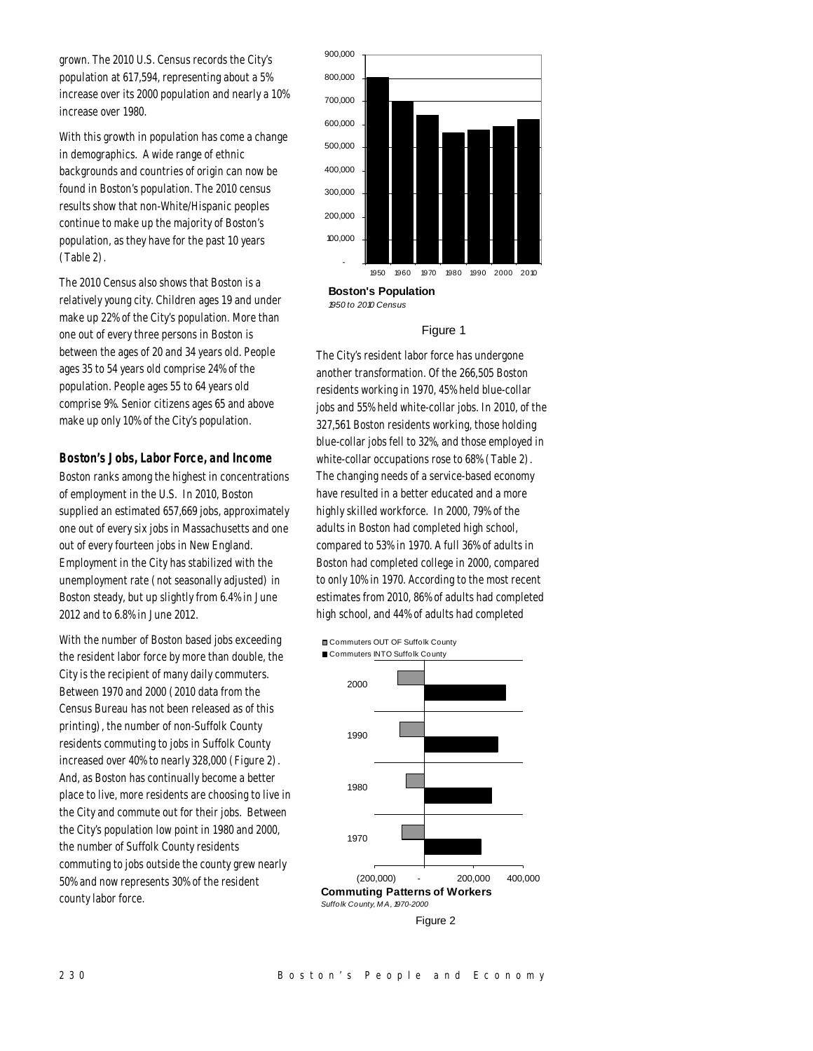grown. The 2010 U.S. Census records the City's population at 617,594, representing about a 5% increase over its 2000 population and nearly a 10% increase over 1980.

With this growth in population has come a change in demographics. A wide range of ethnic backgrounds and countries of origin can now be found in Boston's population. The 2010 census results show that non-White/Hispanic peoples continue to make up the majority of Boston's population, as they have for the past 10 years (Table 2).

The 2010 Census also shows that Boston is a relatively young city. Children ages 19 and under make up 22% of the City's population. More than one out of every three persons in Boston is between the ages of 20 and 34 years old. People ages 35 to 54 years old comprise 24% of the population. People ages 55 to 64 years old comprise 9%. Senior citizens ages 65 and above make up only 10% of the City's population.

### Boston's Jobs, Labor Force, and Income

Boston ranks among the highest in concentrations of employment in the U.S. In 2010, Boston supplied an estimated 657,669 jobs, approximately one out of every six jobs in Massachusetts and one out of every fourteen jobs in New England. Employment in the City has stabilized with the unemployment rate (not seasonally adjusted) in Boston steady, but up slightly from 6.4% in June 2012 and to 6.8% in June 2012.

With the number of Boston based jobs exceeding the resident labor force by more than double, the City is the recipient of many daily commuters. Between 1970 and 2000 (2010 data from the Census Bureau has not been released as of this printing), the number of non-Suffolk County residents commuting to jobs in Suffolk County increased over 40% to nearly 328,000 (Figure 2). And, as Boston has continually become a better place to live, more residents are choosing to live in the City and commute out for their jobs. Between the City's population low point in 1980 and 2000, the number of Suffolk County residents commuting to jobs outside the county grew nearly 50% and now represents 30% of the resident county labor force.

**Boston's Population**
*1950 to 2010 Census*

Figure 1

The City's resident labor force has undergone another transformation. Of the 266,505 Boston residents working in 1970, 45% held blue-collar jobs and 55% held white-collar jobs. In 2010, of the 327,561 Boston residents working, those holding blue-collar jobs fell to 32%, and those employed in white-collar occupations rose to 68% (Table 2). The changing needs of a service-based economy have resulted in a better educated and a more highly skilled workforce. In 2000, 79% of the adults in Boston had completed high school, compared to 53% in 1970. A full 36% of adults in Boston had completed college in 2000, compared to only 10% in 1970. According to the most recent estimates from 2010, 86% of adults had completed high school, and 44% of adults had completed

**Commuting Patterns of Workers**
*Suffolk County, MA, 1970-2000*

Figure 2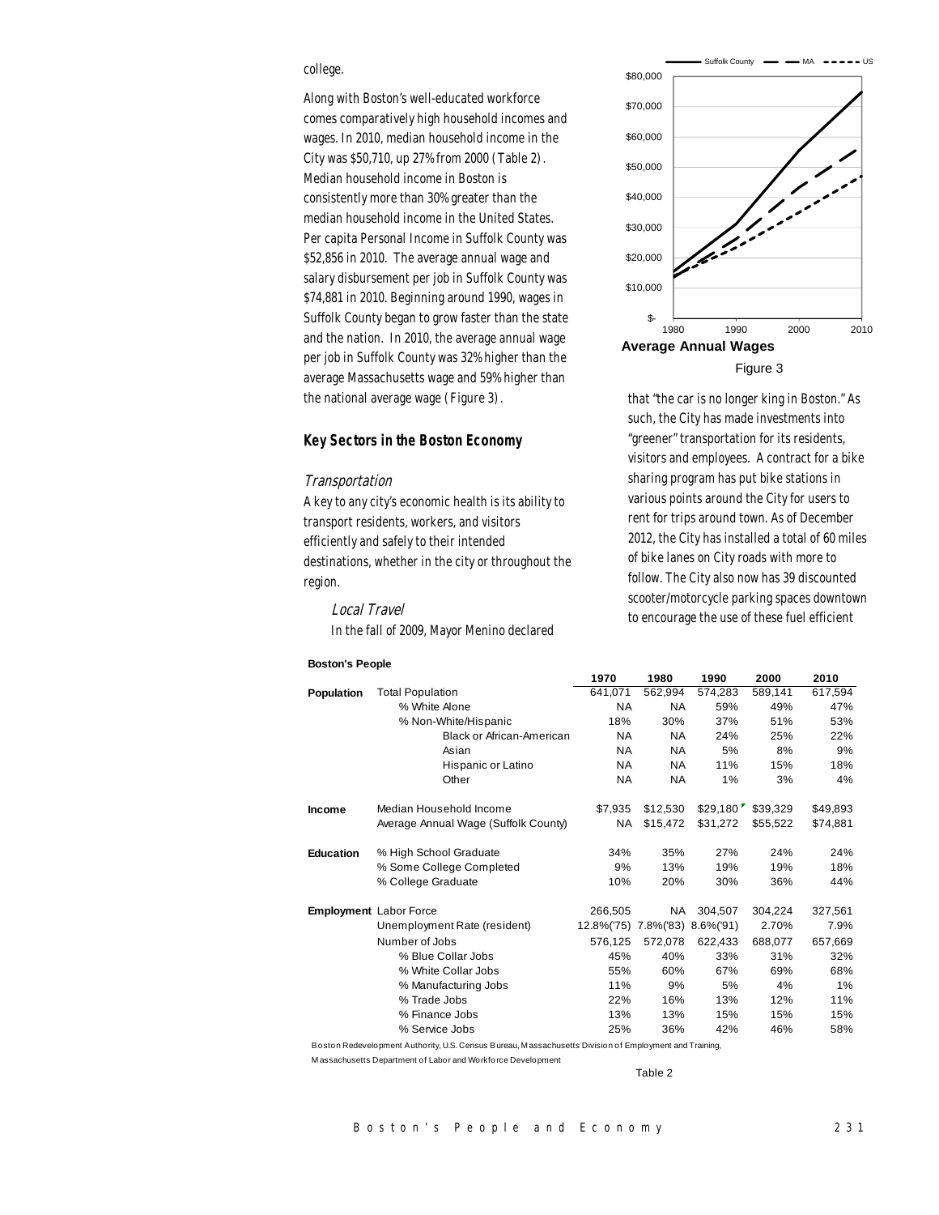college.

Along with Boston's well-educated workforce comes comparatively high household incomes and wages. In 2010, median household income in the City was $50,710, up 27% from 2000 (Table 2). Median household income in Boston is consistently more than 30% greater than the median household income in the United States. Per capita Personal Income in Suffolk County was $52,856 in 2010. The average annual wage and salary disbursement per job in Suffolk County was $74,881 in 2010. Beginning around 1990, wages in Suffolk County began to grow faster than the state and the nation. In 2010, the average annual wage per job in Suffolk County was 32% higher than the average Massachusetts wage and 59% higher than the national average wage (Figure 3).

**Average Annual Wages**

Figure 3

### Key Sectors in the Boston Economy

#### *Transportation*

A key to any city's economic health is its ability to transport residents, workers, and visitors efficiently and safely to their intended destinations, whether in the city or throughout the region.

##### *Local Travel*

In the fall of 2009, Mayor Menino declared that "the car is no longer king in Boston." As such, the City has made investments into "greener" transportation for its residents, visitors and employees. A contract for a bike sharing program has put bike stations in various points around the City for users to rent for trips around town. As of December 2012, the City has installed a total of 60 miles of bike lanes on City roads with more to follow. The City also now has 39 discounted scooter/motorcycle parking spaces downtown to encourage the use of these fuel efficient

**Boston's People**

| | | 1970 | 1980 | 1990 | 2000 | 2010 |
|---|---|---|---|---|---|---|
| **Population** | Total Population | 641,071 | 562,994 | 574,283 | 589,141 | 617,594 |
| | % White Alone | NA | NA | 59% | 49% | 47% |
| | % Non-White/Hispanic | 18% | 30% | 37% | 51% | 53% |
| | Black or African-American | NA | NA | 24% | 25% | 22% |
| | Asian | NA | NA | 5% | 8% | 9% |
| | Hispanic or Latino | NA | NA | 11% | 15% | 18% |
| | Other | NA | NA | 1% | 3% | 4% |
| **Income** | Median Household Income | $7,935 | $12,530 | $29,180 | $39,329 | $49,893 |
| | Average Annual Wage (Suffolk County) | NA | $15,472 | $31,272 | $55,522 | $74,881 |
| **Education** | % High School Graduate | 34% | 35% | 27% | 24% | 24% |
| | % Some College Completed | 9% | 13% | 19% | 19% | 18% |
| | % College Graduate | 10% | 20% | 30% | 36% | 44% |
| **Employment** | Labor Force | 266,505 | NA | 304,507 | 304,224 | 327,561 |
| | Unemployment Rate (resident) | 12.8%('75) | 7.8%('83) | 8.6%('91) | 2.70% | 7.9% |
| | Number of Jobs | 576,125 | 572,078 | 622,433 | 688,077 | 657,669 |
| | % Blue Collar Jobs | 45% | 40% | 33% | 31% | 32% |
| | % White Collar Jobs | 55% | 60% | 67% | 69% | 68% |
| | % Manufacturing Jobs | 11% | 9% | 5% | 4% | 1% |
| | % Trade Jobs | 22% | 16% | 13% | 12% | 11% |
| | % Finance Jobs | 13% | 13% | 15% | 15% | 15% |
| | % Service Jobs | 25% | 36% | 42% | 46% | 58% |

Boston Redevelopment Authority, U.S. Census Bureau, Massachusetts Division of Employment and Training, Massachusetts Department of Labor and Workforce Development

Table 2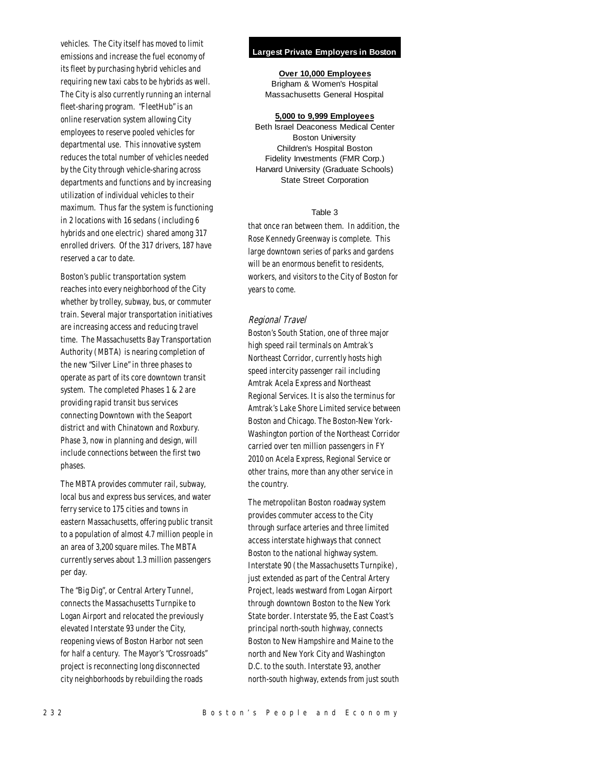vehicles. The City itself has moved to limit emissions and increase the fuel economy of its fleet by purchasing hybrid vehicles and requiring new taxi cabs to be hybrids as well. The City is also currently running an internal fleet-sharing program. "FleetHub" is an online reservation system allowing City employees to reserve pooled vehicles for departmental use. This innovative system reduces the total number of vehicles needed by the City through vehicle-sharing across departments and functions and by increasing utilization of individual vehicles to their maximum. Thus far the system is functioning in 2 locations with 16 sedans (including 6 hybrids and one electric) shared among 317 enrolled drivers. Of the 317 drivers, 187 have reserved a car to date.

Boston's public transportation system reaches into every neighborhood of the City whether by trolley, subway, bus, or commuter train. Several major transportation initiatives are increasing access and reducing travel time. The Massachusetts Bay Transportation Authority (MBTA) is nearing completion of the new "Silver Line" in three phases to operate as part of its core downtown transit system. The completed Phases 1 & 2 are providing rapid transit bus services connecting Downtown with the Seaport district and with Chinatown and Roxbury. Phase 3, now in planning and design, will include connections between the first two phases.

The MBTA provides commuter rail, subway, local bus and express bus services, and water ferry service to 175 cities and towns in eastern Massachusetts, offering public transit to a population of almost 4.7 million people in an area of 3,200 square miles. The MBTA currently serves about 1.3 million passengers per day.

The "Big Dig", or Central Artery Tunnel, connects the Massachusetts Turnpike to Logan Airport and relocated the previously elevated Interstate 93 under the City, reopening views of Boston Harbor not seen for half a century. The Mayor's "Crossroads" project is reconnecting long disconnected city neighborhoods by rebuilding the roads that once ran between them. In addition, the Rose Kennedy Greenway is complete. This large downtown series of parks and gardens will be an enormous benefit to residents, workers, and visitors to the City of Boston for years to come.

**Largest Private Employers in Boston**

**Over 10,000 Employees**

Brigham & Women's Hospital
Massachusetts General Hospital

**5,000 to 9,999 Employees**

Beth Israel Deaconess Medical Center
Boston University
Children's Hospital Boston
Fidelity Investments (FMR Corp.)
Harvard University (Graduate Schools)
State Street Corporation

Table 3

### Regional Travel

Boston's South Station, one of three major high speed rail terminals on Amtrak's Northeast Corridor, currently hosts high speed intercity passenger rail including Amtrak Acela Express and Northeast Regional Services. It is also the terminus for Amtrak's Lake Shore Limited service between Boston and Chicago. The Boston-New York-Washington portion of the Northeast Corridor carried over ten million passengers in FY 2010 on Acela Express, Regional Service or other trains, more than any other service in the country.

The metropolitan Boston roadway system provides commuter access to the City through surface arteries and three limited access interstate highways that connect Boston to the national highway system. Interstate 90 (the Massachusetts Turnpike), just extended as part of the Central Artery Project, leads westward from Logan Airport through downtown Boston to the New York State border. Interstate 95, the East Coast's principal north-south highway, connects Boston to New Hampshire and Maine to the north and New York City and Washington D.C. to the south. Interstate 93, another north-south highway, extends from just south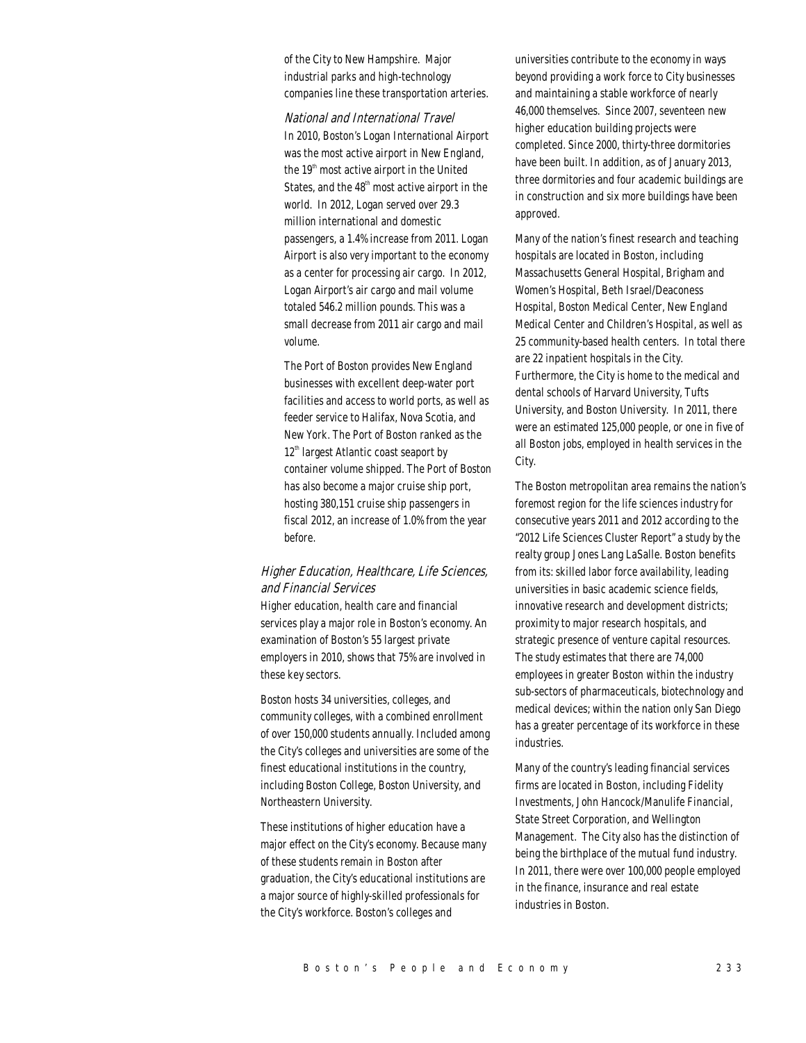of the City to New Hampshire. Major industrial parks and high-technology companies line these transportation arteries.

### *National and International Travel*

In 2010, Boston's Logan International Airport was the most active airport in New England, the 19th most active airport in the United States, and the 48th most active airport in the world. In 2012, Logan served over 29.3 million international and domestic passengers, a 1.4% increase from 2011. Logan Airport is also very important to the economy as a center for processing air cargo. In 2012, Logan Airport's air cargo and mail volume totaled 546.2 million pounds. This was a small decrease from 2011 air cargo and mail volume.

The Port of Boston provides New England businesses with excellent deep-water port facilities and access to world ports, as well as feeder service to Halifax, Nova Scotia, and New York. The Port of Boston ranked as the 12th largest Atlantic coast seaport by container volume shipped. The Port of Boston has also become a major cruise ship port, hosting 380,151 cruise ship passengers in fiscal 2012, an increase of 1.0% from the year before.

## *Higher Education, Healthcare, Life Sciences, and Financial Services*

Higher education, health care and financial services play a major role in Boston's economy. An examination of Boston's 55 largest private employers in 2010, shows that 75% are involved in these key sectors.

Boston hosts 34 universities, colleges, and community colleges, with a combined enrollment of over 150,000 students annually. Included among the City's colleges and universities are some of the finest educational institutions in the country, including Boston College, Boston University, and Northeastern University.

These institutions of higher education have a major effect on the City's economy. Because many of these students remain in Boston after graduation, the City's educational institutions are a major source of highly-skilled professionals for the City's workforce. Boston's colleges and universities contribute to the economy in ways beyond providing a work force to City businesses and maintaining a stable workforce of nearly 46,000 themselves. Since 2007, seventeen new higher education building projects were completed. Since 2000, thirty-three dormitories have been built. In addition, as of January 2013, three dormitories and four academic buildings are in construction and six more buildings have been approved.

Many of the nation's finest research and teaching hospitals are located in Boston, including Massachusetts General Hospital, Brigham and Women's Hospital, Beth Israel/Deaconess Hospital, Boston Medical Center, New England Medical Center and Children's Hospital, as well as 25 community-based health centers. In total there are 22 inpatient hospitals in the City. Furthermore, the City is home to the medical and dental schools of Harvard University, Tufts University, and Boston University. In 2011, there were an estimated 125,000 people, or one in five of all Boston jobs, employed in health services in the City.

The Boston metropolitan area remains the nation's foremost region for the life sciences industry for consecutive years 2011 and 2012 according to the "2012 Life Sciences Cluster Report" a study by the realty group Jones Lang LaSalle. Boston benefits from its: skilled labor force availability, leading universities in basic academic science fields, innovative research and development districts; proximity to major research hospitals, and strategic presence of venture capital resources. The study estimates that there are 74,000 employees in greater Boston within the industry sub-sectors of pharmaceuticals, biotechnology and medical devices; within the nation only San Diego has a greater percentage of its workforce in these industries.

Many of the country's leading financial services firms are located in Boston, including Fidelity Investments, John Hancock/Manulife Financial, State Street Corporation, and Wellington Management. The City also has the distinction of being the birthplace of the mutual fund industry. In 2011, there were over 100,000 people employed in the finance, insurance and real estate industries in Boston.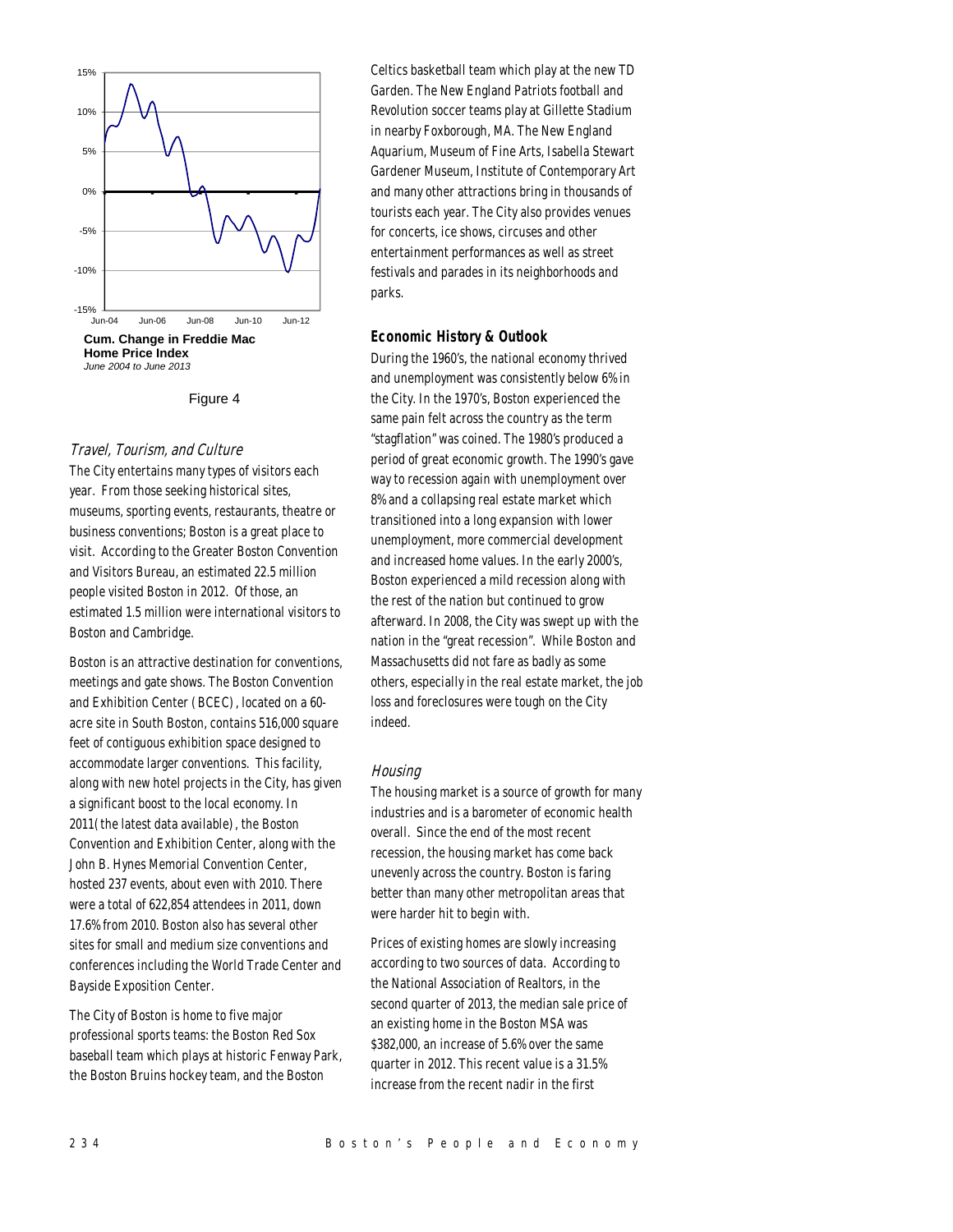Cum. Change in Freddie Mac Home Price Index
*June 2004 to June 2013*

Figure 4

### Travel, Tourism, and Culture

The City entertains many types of visitors each year. From those seeking historical sites, museums, sporting events, restaurants, theatre or business conventions; Boston is a great place to visit. According to the Greater Boston Convention and Visitors Bureau, an estimated 22.5 million people visited Boston in 2012. Of those, an estimated 1.5 million were international visitors to Boston and Cambridge.

Boston is an attractive destination for conventions, meetings and gate shows. The Boston Convention and Exhibition Center (BCEC), located on a 60-acre site in South Boston, contains 516,000 square feet of contiguous exhibition space designed to accommodate larger conventions. This facility, along with new hotel projects in the City, has given a significant boost to the local economy. In 2011(the latest data available), the Boston Convention and Exhibition Center, along with the John B. Hynes Memorial Convention Center, hosted 237 events, about even with 2010. There were a total of 622,854 attendees in 2011, down 17.6% from 2010. Boston also has several other sites for small and medium size conventions and conferences including the World Trade Center and Bayside Exposition Center.

The City of Boston is home to five major professional sports teams: the Boston Red Sox baseball team which plays at historic Fenway Park, the Boston Bruins hockey team, and the Boston Celtics basketball team which play at the new TD Garden. The New England Patriots football and Revolution soccer teams play at Gillette Stadium in nearby Foxborough, MA. The New England Aquarium, Museum of Fine Arts, Isabella Stewart Gardener Museum, Institute of Contemporary Art and many other attractions bring in thousands of tourists each year. The City also provides venues for concerts, ice shows, circuses and other entertainment performances as well as street festivals and parades in its neighborhoods and parks.

## Economic History & Outlook

During the 1960's, the national economy thrived and unemployment was consistently below 6% in the City. In the 1970's, Boston experienced the same pain felt across the country as the term "stagflation" was coined. The 1980's produced a period of great economic growth. The 1990's gave way to recession again with unemployment over 8% and a collapsing real estate market which transitioned into a long expansion with lower unemployment, more commercial development and increased home values. In the early 2000's, Boston experienced a mild recession along with the rest of the nation but continued to grow afterward. In 2008, the City was swept up with the nation in the "great recession". While Boston and Massachusetts did not fare as badly as some others, especially in the real estate market, the job loss and foreclosures were tough on the City indeed.

### Housing

The housing market is a source of growth for many industries and is a barometer of economic health overall. Since the end of the most recent recession, the housing market has come back unevenly across the country. Boston is faring better than many other metropolitan areas that were harder hit to begin with.

Prices of existing homes are slowly increasing according to two sources of data. According to the National Association of Realtors, in the second quarter of 2013, the median sale price of an existing home in the Boston MSA was $382,000, an increase of 5.6% over the same quarter in 2012. This recent value is a 31.5% increase from the recent nadir in the first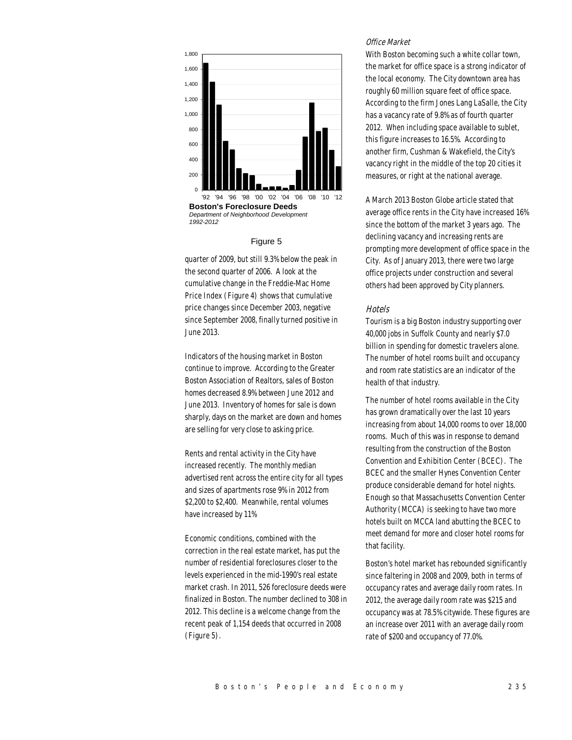Boston's Foreclosure Deeds

*Department of Neighborhood Development 1992-2012*

Figure 5

quarter of 2009, but still 9.3% below the peak in the second quarter of 2006. A look at the cumulative change in the Freddie-Mac Home Price Index (Figure 4) shows that cumulative price changes since December 2003, negative since September 2008, finally turned positive in June 2013.

Indicators of the housing market in Boston continue to improve. According to the Greater Boston Association of Realtors, sales of Boston homes decreased 8.9% between June 2012 and June 2013. Inventory of homes for sale is down sharply, days on the market are down and homes are selling for very close to asking price.

Rents and rental activity in the City have increased recently. The monthly median advertised rent across the entire city for all types and sizes of apartments rose 9% in 2012 from $2,200 to $2,400. Meanwhile, rental volumes have increased by 11%

Economic conditions, combined with the correction in the real estate market, has put the number of residential foreclosures closer to the levels experienced in the mid-1990's real estate market crash. In 2011, 526 foreclosure deeds were finalized in Boston. The number declined to 308 in 2012. This decline is a welcome change from the recent peak of 1,154 deeds that occurred in 2008 (Figure 5).

### *Office Market*

With Boston becoming such a white collar town, the market for office space is a strong indicator of the local economy. The City downtown area has roughly 60 million square feet of office space. According to the firm Jones Lang LaSalle, the City has a vacancy rate of 9.8% as of fourth quarter 2012. When including space available to sublet, this figure increases to 16.5%. According to another firm, Cushman & Wakefield, the City's vacancy right in the middle of the top 20 cities it measures, or right at the national average.

A March 2013 Boston Globe article stated that average office rents in the City have increased 16% since the bottom of the market 3 years ago. The declining vacancy and increasing rents are prompting more development of office space in the City. As of January 2013, there were two large office projects under construction and several others had been approved by City planners.

### *Hotels*

Tourism is a big Boston industry supporting over 40,000 jobs in Suffolk County and nearly $7.0 billion in spending for domestic travelers alone. The number of hotel rooms built and occupancy and room rate statistics are an indicator of the health of that industry.

The number of hotel rooms available in the City has grown dramatically over the last 10 years increasing from about 14,000 rooms to over 18,000 rooms. Much of this was in response to demand resulting from the construction of the Boston Convention and Exhibition Center (BCEC). The BCEC and the smaller Hynes Convention Center produce considerable demand for hotel nights. Enough so that Massachusetts Convention Center Authority (MCCA) is seeking to have two more hotels built on MCCA land abutting the BCEC to meet demand for more and closer hotel rooms for that facility.

Boston's hotel market has rebounded significantly since faltering in 2008 and 2009, both in terms of occupancy rates and average daily room rates. In 2012, the average daily room rate was $215 and occupancy was at 78.5% citywide. These figures are an increase over 2011 with an average daily room rate of $200 and occupancy of 77.0%.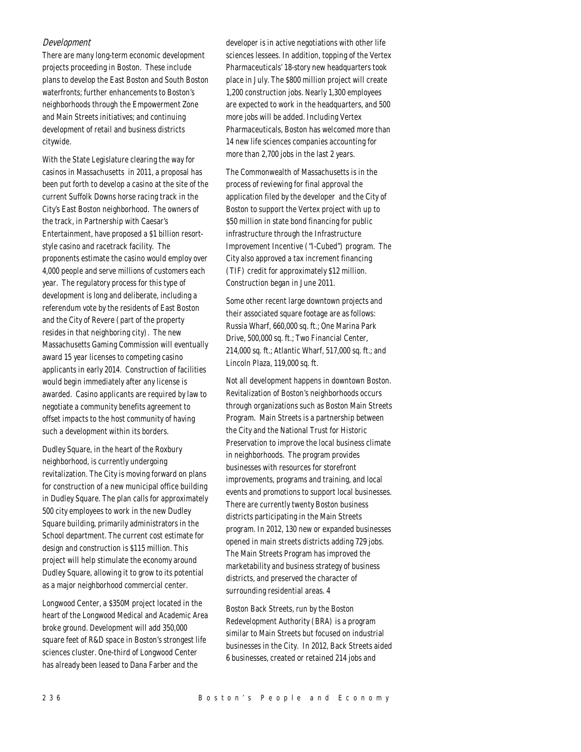### *Development*

There are many long-term economic development projects proceeding in Boston. These include plans to develop the East Boston and South Boston waterfronts; further enhancements to Boston's neighborhoods through the Empowerment Zone and Main Streets initiatives; and continuing development of retail and business districts citywide.

With the State Legislature clearing the way for casinos in Massachusetts in 2011, a proposal has been put forth to develop a casino at the site of the current Suffolk Downs horse racing track in the City's East Boston neighborhood. The owners of the track, in Partnership with Caesar's Entertainment, have proposed a $1 billion resort-style casino and racetrack facility. The proponents estimate the casino would employ over 4,000 people and serve millions of customers each year. The regulatory process for this type of development is long and deliberate, including a referendum vote by the residents of East Boston and the City of Revere (part of the property resides in that neighboring city). The new Massachusetts Gaming Commission will eventually award 15 year licenses to competing casino applicants in early 2014. Construction of facilities would begin immediately after any license is awarded. Casino applicants are required by law to negotiate a community benefits agreement to offset impacts to the host community of having such a development within its borders.

Dudley Square, in the heart of the Roxbury neighborhood, is currently undergoing revitalization. The City is moving forward on plans for construction of a new municipal office building in Dudley Square. The plan calls for approximately 500 city employees to work in the new Dudley Square building, primarily administrators in the School department. The current cost estimate for design and construction is $115 million. This project will help stimulate the economy around Dudley Square, allowing it to grow to its potential as a major neighborhood commercial center.

Longwood Center, a $350M project located in the heart of the Longwood Medical and Academic Area broke ground. Development will add 350,000 square feet of R&D space in Boston's strongest life sciences cluster. One-third of Longwood Center has already been leased to Dana Farber and the developer is in active negotiations with other life sciences lessees. In addition, topping of the Vertex Pharmaceuticals' 18-story new headquarters took place in July. The $800 million project will create 1,200 construction jobs. Nearly 1,300 employees are expected to work in the headquarters, and 500 more jobs will be added. Including Vertex Pharmaceuticals, Boston has welcomed more than 14 new life sciences companies accounting for more than 2,700 jobs in the last 2 years.

The Commonwealth of Massachusetts is in the process of reviewing for final approval the application filed by the developer and the City of Boston to support the Vertex project with up to $50 million in state bond financing for public infrastructure through the Infrastructure Improvement Incentive ("I-Cubed") program. The City also approved a tax increment financing (TIF) credit for approximately $12 million. Construction began in June 2011.

Some other recent large downtown projects and their associated square footage are as follows: Russia Wharf, 660,000 sq. ft.; One Marina Park Drive, 500,000 sq. ft.; Two Financial Center, 214,000 sq. ft.; Atlantic Wharf, 517,000 sq. ft.; and Lincoln Plaza, 119,000 sq. ft.

Not all development happens in downtown Boston. Revitalization of Boston's neighborhoods occurs through organizations such as Boston Main Streets Program. Main Streets is a partnership between the City and the National Trust for Historic Preservation to improve the local business climate in neighborhoods. The program provides businesses with resources for storefront improvements, programs and training, and local events and promotions to support local businesses. There are currently twenty Boston business districts participating in the Main Streets program. In 2012, 130 new or expanded businesses opened in main streets districts adding 729 jobs. The Main Streets Program has improved the marketability and business strategy of business districts, and preserved the character of surrounding residential areas. 4

Boston Back Streets, run by the Boston Redevelopment Authority (BRA) is a program similar to Main Streets but focused on industrial businesses in the City. In 2012, Back Streets aided 6 businesses, created or retained 214 jobs and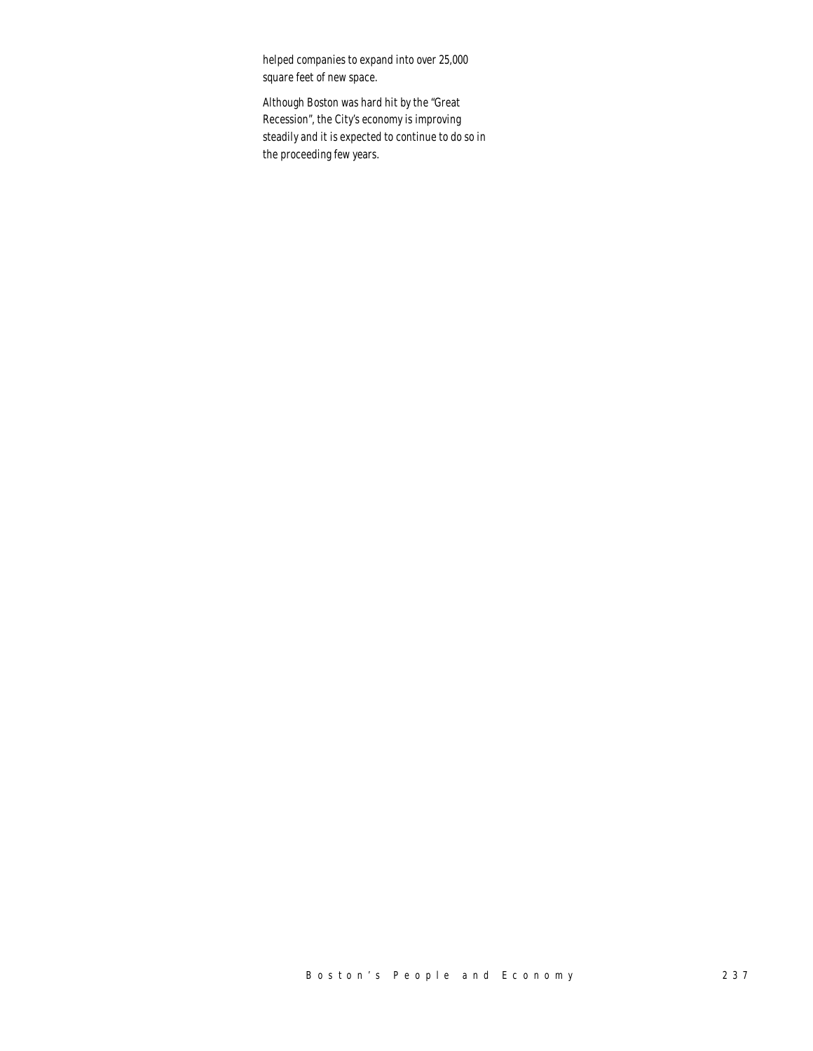helped companies to expand into over 25,000 square feet of new space.

Although Boston was hard hit by the "Great Recession", the City's economy is improving steadily and it is expected to continue to do so in the proceeding few years.